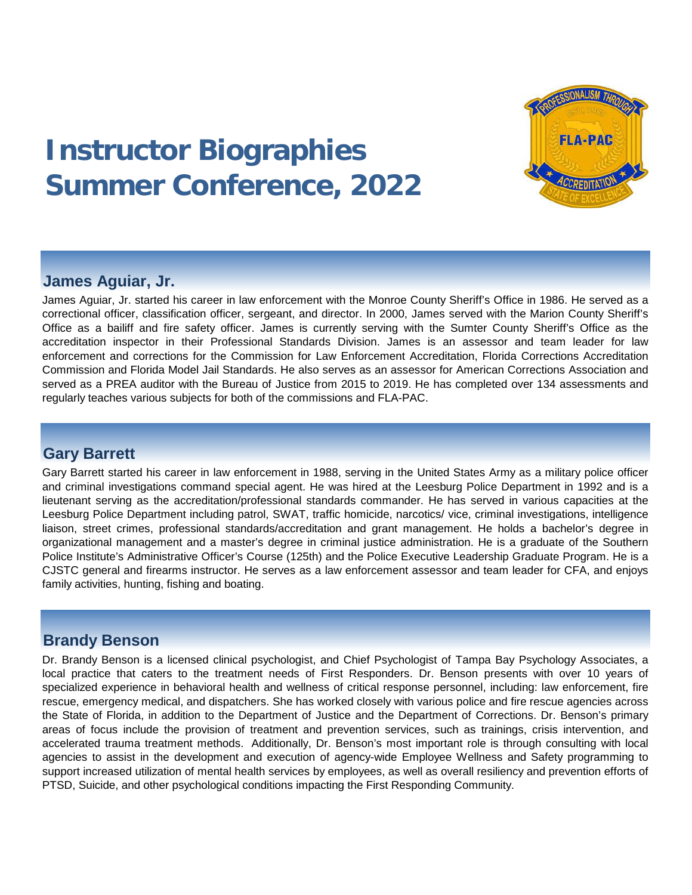# Instructor Biographies
# Summer Conference, 2022

## James Aguiar, Jr.

James Aguiar, Jr. started his career in law enforcement with the Monroe County Sheriff's Office in 1986. He served as a correctional officer, classification officer, sergeant, and director. In 2000, James served with the Marion County Sheriff's Office as a bailiff and fire safety officer. James is currently serving with the Sumter County Sheriff's Office as the accreditation inspector in their Professional Standards Division. James is an assessor and team leader for law enforcement and corrections for the Commission for Law Enforcement Accreditation, Florida Corrections Accreditation Commission and Florida Model Jail Standards. He also serves as an assessor for American Corrections Association and served as a PREA auditor with the Bureau of Justice from 2015 to 2019. He has completed over 134 assessments and regularly teaches various subjects for both of the commissions and FLA-PAC.

## Gary Barrett

Gary Barrett started his career in law enforcement in 1988, serving in the United States Army as a military police officer and criminal investigations command special agent. He was hired at the Leesburg Police Department in 1992 and is a lieutenant serving as the accreditation/professional standards commander. He has served in various capacities at the Leesburg Police Department including patrol, SWAT, traffic homicide, narcotics/ vice, criminal investigations, intelligence liaison, street crimes, professional standards/accreditation and grant management. He holds a bachelor's degree in organizational management and a master's degree in criminal justice administration. He is a graduate of the Southern Police Institute's Administrative Officer's Course (125th) and the Police Executive Leadership Graduate Program. He is a CJSTC general and firearms instructor. He serves as a law enforcement assessor and team leader for CFA, and enjoys family activities, hunting, fishing and boating.

## Brandy Benson

Dr. Brandy Benson is a licensed clinical psychologist, and Chief Psychologist of Tampa Bay Psychology Associates, a local practice that caters to the treatment needs of First Responders. Dr. Benson presents with over 10 years of specialized experience in behavioral health and wellness of critical response personnel, including: law enforcement, fire rescue, emergency medical, and dispatchers. She has worked closely with various police and fire rescue agencies across the State of Florida, in addition to the Department of Justice and the Department of Corrections. Dr. Benson's primary areas of focus include the provision of treatment and prevention services, such as trainings, crisis intervention, and accelerated trauma treatment methods. Additionally, Dr. Benson's most important role is through consulting with local agencies to assist in the development and execution of agency-wide Employee Wellness and Safety programming to support increased utilization of mental health services by employees, as well as overall resiliency and prevention efforts of PTSD, Suicide, and other psychological conditions impacting the First Responding Community.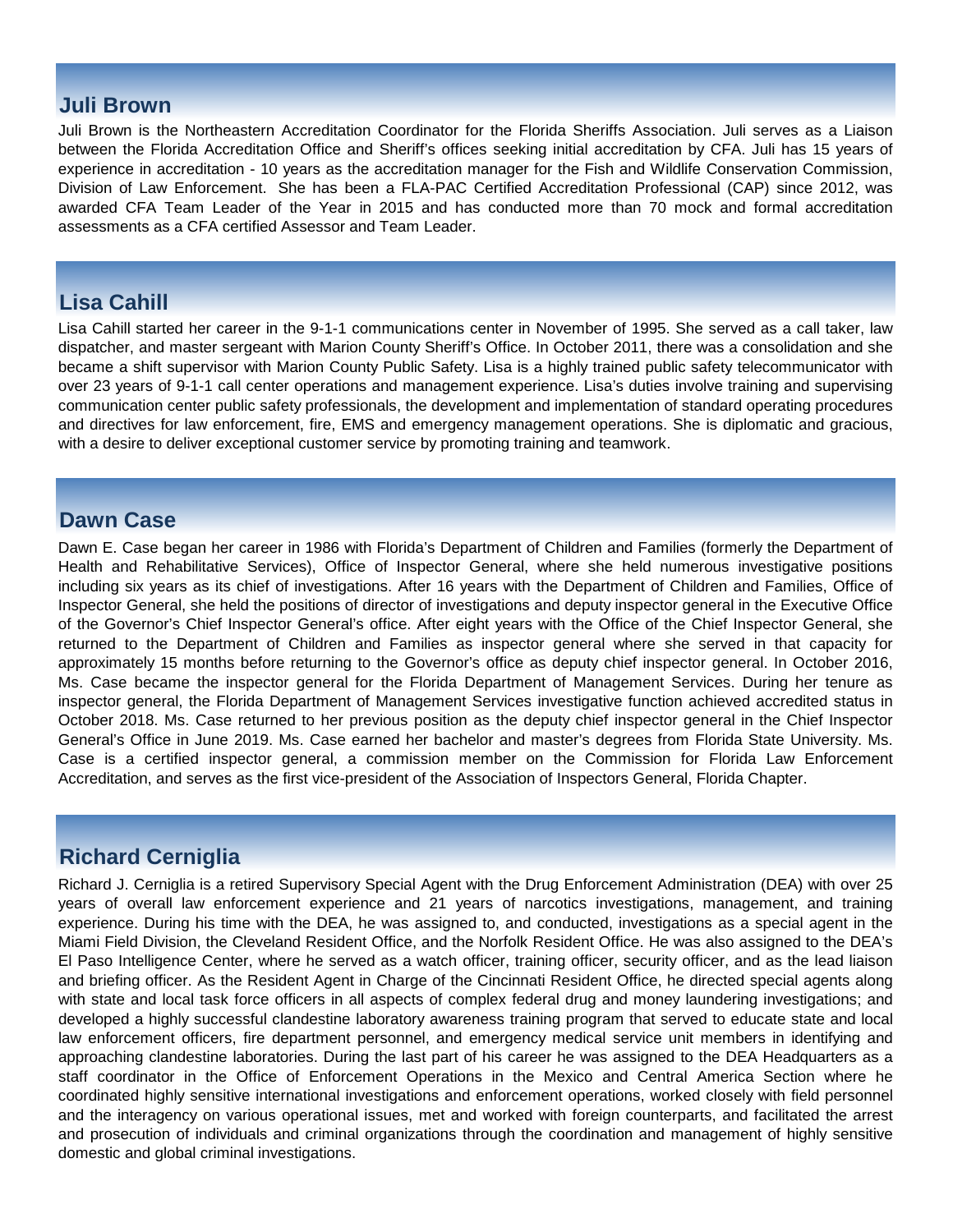## Juli Brown

Juli Brown is the Northeastern Accreditation Coordinator for the Florida Sheriffs Association. Juli serves as a Liaison between the Florida Accreditation Office and Sheriff's offices seeking initial accreditation by CFA. Juli has 15 years of experience in accreditation - 10 years as the accreditation manager for the Fish and Wildlife Conservation Commission, Division of Law Enforcement. She has been a FLA-PAC Certified Accreditation Professional (CAP) since 2012, was awarded CFA Team Leader of the Year in 2015 and has conducted more than 70 mock and formal accreditation assessments as a CFA certified Assessor and Team Leader.

## Lisa Cahill

Lisa Cahill started her career in the 9-1-1 communications center in November of 1995. She served as a call taker, law dispatcher, and master sergeant with Marion County Sheriff's Office. In October 2011, there was a consolidation and she became a shift supervisor with Marion County Public Safety. Lisa is a highly trained public safety telecommunicator with over 23 years of 9-1-1 call center operations and management experience. Lisa's duties involve training and supervising communication center public safety professionals, the development and implementation of standard operating procedures and directives for law enforcement, fire, EMS and emergency management operations. She is diplomatic and gracious, with a desire to deliver exceptional customer service by promoting training and teamwork.

## Dawn Case

Dawn E. Case began her career in 1986 with Florida's Department of Children and Families (formerly the Department of Health and Rehabilitative Services), Office of Inspector General, where she held numerous investigative positions including six years as its chief of investigations. After 16 years with the Department of Children and Families, Office of Inspector General, she held the positions of director of investigations and deputy inspector general in the Executive Office of the Governor's Chief Inspector General's office. After eight years with the Office of the Chief Inspector General, she returned to the Department of Children and Families as inspector general where she served in that capacity for approximately 15 months before returning to the Governor's office as deputy chief inspector general. In October 2016, Ms. Case became the inspector general for the Florida Department of Management Services. During her tenure as inspector general, the Florida Department of Management Services investigative function achieved accredited status in October 2018. Ms. Case returned to her previous position as the deputy chief inspector general in the Chief Inspector General's Office in June 2019. Ms. Case earned her bachelor and master's degrees from Florida State University. Ms. Case is a certified inspector general, a commission member on the Commission for Florida Law Enforcement Accreditation, and serves as the first vice-president of the Association of Inspectors General, Florida Chapter.

## Richard Cerniglia

Richard J. Cerniglia is a retired Supervisory Special Agent with the Drug Enforcement Administration (DEA) with over 25 years of overall law enforcement experience and 21 years of narcotics investigations, management, and training experience. During his time with the DEA, he was assigned to, and conducted, investigations as a special agent in the Miami Field Division, the Cleveland Resident Office, and the Norfolk Resident Office. He was also assigned to the DEA's El Paso Intelligence Center, where he served as a watch officer, training officer, security officer, and as the lead liaison and briefing officer. As the Resident Agent in Charge of the Cincinnati Resident Office, he directed special agents along with state and local task force officers in all aspects of complex federal drug and money laundering investigations; and developed a highly successful clandestine laboratory awareness training program that served to educate state and local law enforcement officers, fire department personnel, and emergency medical service unit members in identifying and approaching clandestine laboratories. During the last part of his career he was assigned to the DEA Headquarters as a staff coordinator in the Office of Enforcement Operations in the Mexico and Central America Section where he coordinated highly sensitive international investigations and enforcement operations, worked closely with field personnel and the interagency on various operational issues, met and worked with foreign counterparts, and facilitated the arrest and prosecution of individuals and criminal organizations through the coordination and management of highly sensitive domestic and global criminal investigations.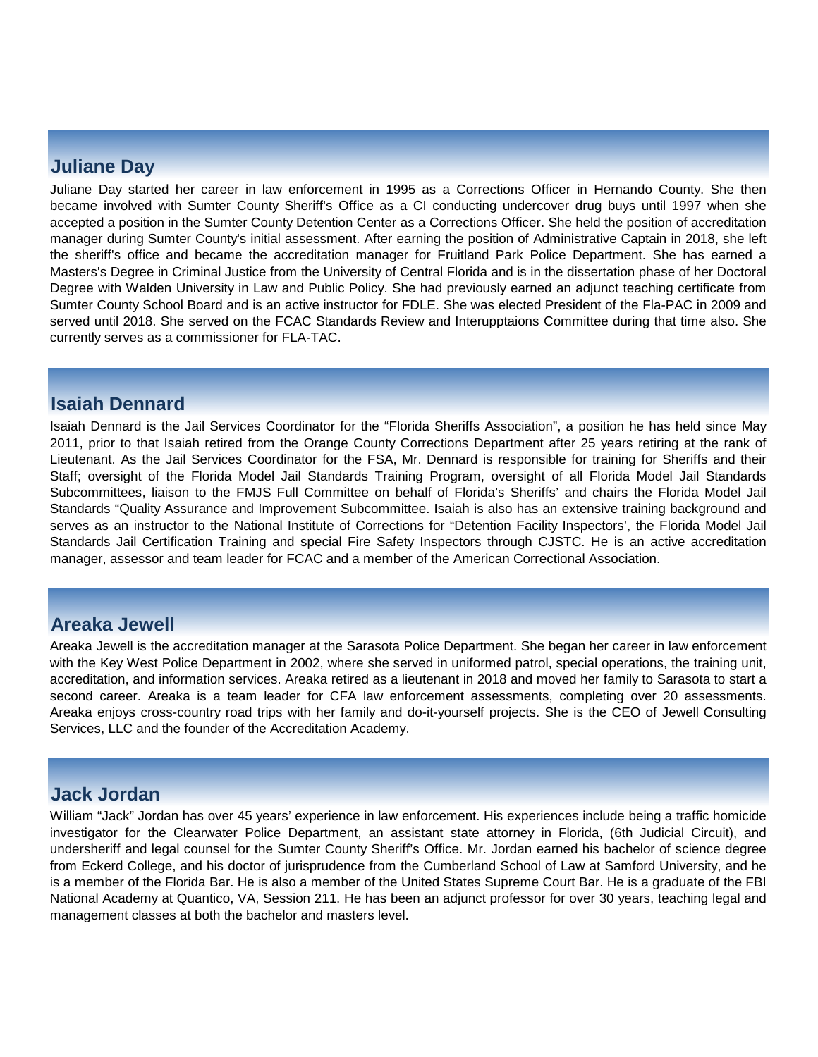## Juliane Day

Juliane Day started her career in law enforcement in 1995 as a Corrections Officer in Hernando County. She then became involved with Sumter County Sheriff's Office as a CI conducting undercover drug buys until 1997 when she accepted a position in the Sumter County Detention Center as a Corrections Officer. She held the position of accreditation manager during Sumter County's initial assessment. After earning the position of Administrative Captain in 2018, she left the sheriff's office and became the accreditation manager for Fruitland Park Police Department. She has earned a Masters's Degree in Criminal Justice from the University of Central Florida and is in the dissertation phase of her Doctoral Degree with Walden University in Law and Public Policy. She had previously earned an adjunct teaching certificate from Sumter County School Board and is an active instructor for FDLE. She was elected President of the Fla-PAC in 2009 and served until 2018. She served on the FCAC Standards Review and Interupptaions Committee during that time also. She currently serves as a commissioner for FLA-TAC.

## Isaiah Dennard

Isaiah Dennard is the Jail Services Coordinator for the "Florida Sheriffs Association", a position he has held since May 2011, prior to that Isaiah retired from the Orange County Corrections Department after 25 years retiring at the rank of Lieutenant. As the Jail Services Coordinator for the FSA, Mr. Dennard is responsible for training for Sheriffs and their Staff; oversight of the Florida Model Jail Standards Training Program, oversight of all Florida Model Jail Standards Subcommittees, liaison to the FMJS Full Committee on behalf of Florida's Sheriffs' and chairs the Florida Model Jail Standards "Quality Assurance and Improvement Subcommittee. Isaiah is also has an extensive training background and serves as an instructor to the National Institute of Corrections for "Detention Facility Inspectors', the Florida Model Jail Standards Jail Certification Training and special Fire Safety Inspectors through CJSTC. He is an active accreditation manager, assessor and team leader for FCAC and a member of the American Correctional Association.

## Areaka Jewell

Areaka Jewell is the accreditation manager at the Sarasota Police Department. She began her career in law enforcement with the Key West Police Department in 2002, where she served in uniformed patrol, special operations, the training unit, accreditation, and information services. Areaka retired as a lieutenant in 2018 and moved her family to Sarasota to start a second career. Areaka is a team leader for CFA law enforcement assessments, completing over 20 assessments. Areaka enjoys cross-country road trips with her family and do-it-yourself projects. She is the CEO of Jewell Consulting Services, LLC and the founder of the Accreditation Academy.

## Jack Jordan

William "Jack" Jordan has over 45 years' experience in law enforcement. His experiences include being a traffic homicide investigator for the Clearwater Police Department, an assistant state attorney in Florida, (6th Judicial Circuit), and undersheriff and legal counsel for the Sumter County Sheriff's Office. Mr. Jordan earned his bachelor of science degree from Eckerd College, and his doctor of jurisprudence from the Cumberland School of Law at Samford University, and he is a member of the Florida Bar. He is also a member of the United States Supreme Court Bar. He is a graduate of the FBI National Academy at Quantico, VA, Session 211. He has been an adjunct professor for over 30 years, teaching legal and management classes at both the bachelor and masters level.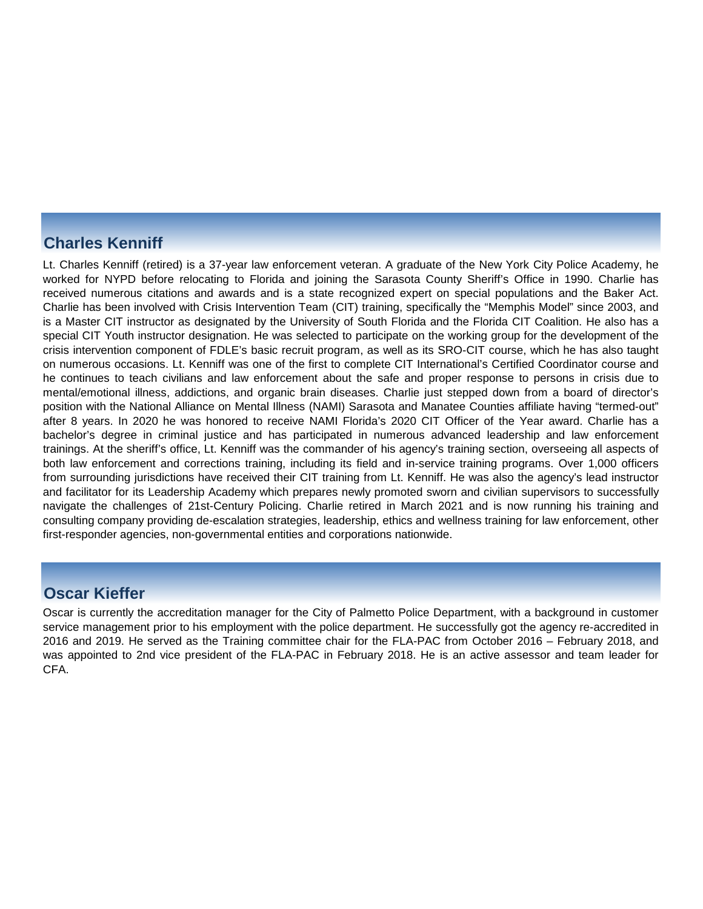## Charles Kenniff

Lt. Charles Kenniff (retired) is a 37-year law enforcement veteran. A graduate of the New York City Police Academy, he worked for NYPD before relocating to Florida and joining the Sarasota County Sheriff's Office in 1990. Charlie has received numerous citations and awards and is a state recognized expert on special populations and the Baker Act. Charlie has been involved with Crisis Intervention Team (CIT) training, specifically the "Memphis Model" since 2003, and is a Master CIT instructor as designated by the University of South Florida and the Florida CIT Coalition. He also has a special CIT Youth instructor designation. He was selected to participate on the working group for the development of the crisis intervention component of FDLE's basic recruit program, as well as its SRO-CIT course, which he has also taught on numerous occasions. Lt. Kenniff was one of the first to complete CIT International's Certified Coordinator course and he continues to teach civilians and law enforcement about the safe and proper response to persons in crisis due to mental/emotional illness, addictions, and organic brain diseases. Charlie just stepped down from a board of director's position with the National Alliance on Mental Illness (NAMI) Sarasota and Manatee Counties affiliate having "termed-out" after 8 years. In 2020 he was honored to receive NAMI Florida's 2020 CIT Officer of the Year award. Charlie has a bachelor's degree in criminal justice and has participated in numerous advanced leadership and law enforcement trainings. At the sheriff's office, Lt. Kenniff was the commander of his agency's training section, overseeing all aspects of both law enforcement and corrections training, including its field and in-service training programs. Over 1,000 officers from surrounding jurisdictions have received their CIT training from Lt. Kenniff. He was also the agency's lead instructor and facilitator for its Leadership Academy which prepares newly promoted sworn and civilian supervisors to successfully navigate the challenges of 21st-Century Policing. Charlie retired in March 2021 and is now running his training and consulting company providing de-escalation strategies, leadership, ethics and wellness training for law enforcement, other first-responder agencies, non-governmental entities and corporations nationwide.

## Oscar Kieffer

Oscar is currently the accreditation manager for the City of Palmetto Police Department, with a background in customer service management prior to his employment with the police department. He successfully got the agency re-accredited in 2016 and 2019. He served as the Training committee chair for the FLA-PAC from October 2016 – February 2018, and was appointed to 2nd vice president of the FLA-PAC in February 2018. He is an active assessor and team leader for CFA.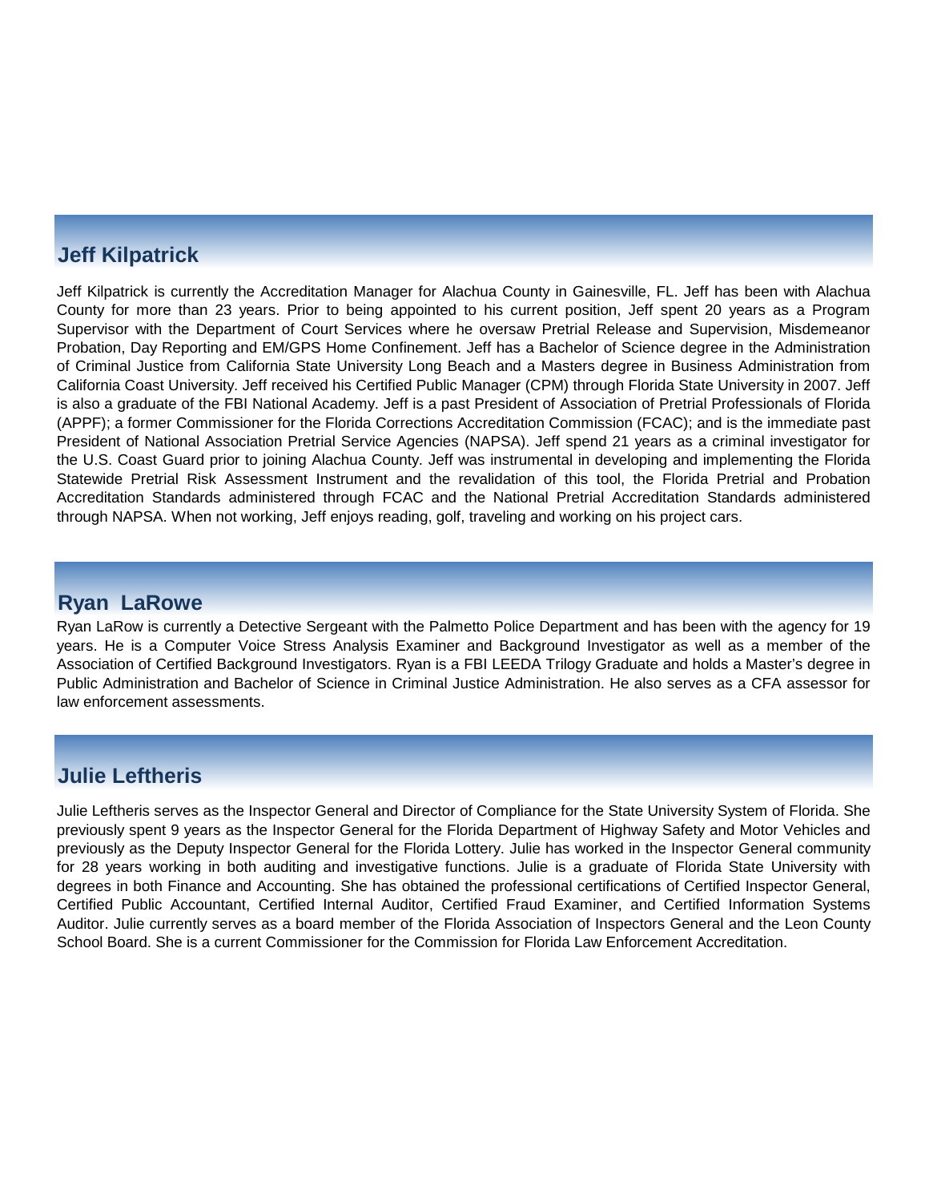## Jeff Kilpatrick

Jeff Kilpatrick is currently the Accreditation Manager for Alachua County in Gainesville, FL. Jeff has been with Alachua County for more than 23 years. Prior to being appointed to his current position, Jeff spent 20 years as a Program Supervisor with the Department of Court Services where he oversaw Pretrial Release and Supervision, Misdemeanor Probation, Day Reporting and EM/GPS Home Confinement. Jeff has a Bachelor of Science degree in the Administration of Criminal Justice from California State University Long Beach and a Masters degree in Business Administration from California Coast University. Jeff received his Certified Public Manager (CPM) through Florida State University in 2007. Jeff is also a graduate of the FBI National Academy. Jeff is a past President of Association of Pretrial Professionals of Florida (APPF); a former Commissioner for the Florida Corrections Accreditation Commission (FCAC); and is the immediate past President of National Association Pretrial Service Agencies (NAPSA). Jeff spend 21 years as a criminal investigator for the U.S. Coast Guard prior to joining Alachua County. Jeff was instrumental in developing and implementing the Florida Statewide Pretrial Risk Assessment Instrument and the revalidation of this tool, the Florida Pretrial and Probation Accreditation Standards administered through FCAC and the National Pretrial Accreditation Standards administered through NAPSA. When not working, Jeff enjoys reading, golf, traveling and working on his project cars.

## Ryan LaRowe

Ryan LaRow is currently a Detective Sergeant with the Palmetto Police Department and has been with the agency for 19 years. He is a Computer Voice Stress Analysis Examiner and Background Investigator as well as a member of the Association of Certified Background Investigators. Ryan is a FBI LEEDA Trilogy Graduate and holds a Master's degree in Public Administration and Bachelor of Science in Criminal Justice Administration. He also serves as a CFA assessor for law enforcement assessments.

## Julie Leftheris

Julie Leftheris serves as the Inspector General and Director of Compliance for the State University System of Florida. She previously spent 9 years as the Inspector General for the Florida Department of Highway Safety and Motor Vehicles and previously as the Deputy Inspector General for the Florida Lottery. Julie has worked in the Inspector General community for 28 years working in both auditing and investigative functions. Julie is a graduate of Florida State University with degrees in both Finance and Accounting. She has obtained the professional certifications of Certified Inspector General, Certified Public Accountant, Certified Internal Auditor, Certified Fraud Examiner, and Certified Information Systems Auditor. Julie currently serves as a board member of the Florida Association of Inspectors General and the Leon County School Board. She is a current Commissioner for the Commission for Florida Law Enforcement Accreditation.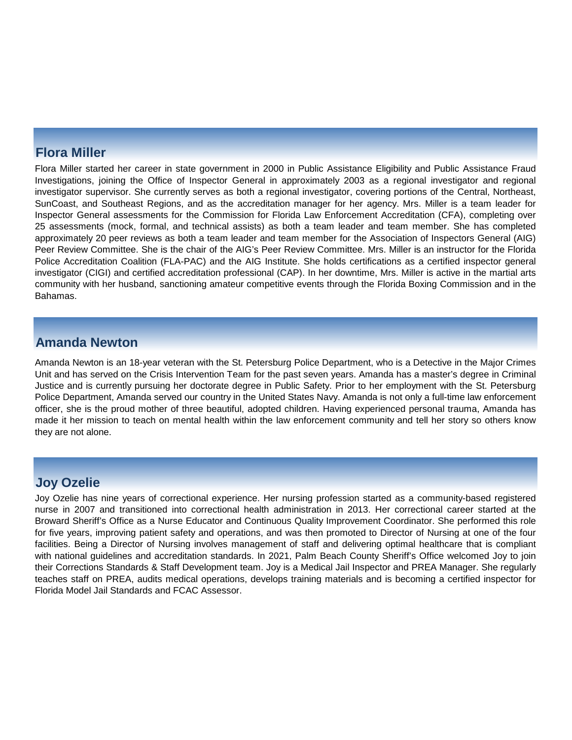## Flora Miller

Flora Miller started her career in state government in 2000 in Public Assistance Eligibility and Public Assistance Fraud Investigations, joining the Office of Inspector General in approximately 2003 as a regional investigator and regional investigator supervisor. She currently serves as both a regional investigator, covering portions of the Central, Northeast, SunCoast, and Southeast Regions, and as the accreditation manager for her agency. Mrs. Miller is a team leader for Inspector General assessments for the Commission for Florida Law Enforcement Accreditation (CFA), completing over 25 assessments (mock, formal, and technical assists) as both a team leader and team member. She has completed approximately 20 peer reviews as both a team leader and team member for the Association of Inspectors General (AIG) Peer Review Committee. She is the chair of the AIG's Peer Review Committee. Mrs. Miller is an instructor for the Florida Police Accreditation Coalition (FLA-PAC) and the AIG Institute. She holds certifications as a certified inspector general investigator (CIGI) and certified accreditation professional (CAP). In her downtime, Mrs. Miller is active in the martial arts community with her husband, sanctioning amateur competitive events through the Florida Boxing Commission and in the Bahamas.

## Amanda Newton

Amanda Newton is an 18-year veteran with the St. Petersburg Police Department, who is a Detective in the Major Crimes Unit and has served on the Crisis Intervention Team for the past seven years. Amanda has a master's degree in Criminal Justice and is currently pursuing her doctorate degree in Public Safety. Prior to her employment with the St. Petersburg Police Department, Amanda served our country in the United States Navy. Amanda is not only a full-time law enforcement officer, she is the proud mother of three beautiful, adopted children. Having experienced personal trauma, Amanda has made it her mission to teach on mental health within the law enforcement community and tell her story so others know they are not alone.

## Joy Ozelie

Joy Ozelie has nine years of correctional experience. Her nursing profession started as a community-based registered nurse in 2007 and transitioned into correctional health administration in 2013. Her correctional career started at the Broward Sheriff's Office as a Nurse Educator and Continuous Quality Improvement Coordinator. She performed this role for five years, improving patient safety and operations, and was then promoted to Director of Nursing at one of the four facilities. Being a Director of Nursing involves management of staff and delivering optimal healthcare that is compliant with national guidelines and accreditation standards. In 2021, Palm Beach County Sheriff's Office welcomed Joy to join their Corrections Standards & Staff Development team. Joy is a Medical Jail Inspector and PREA Manager. She regularly teaches staff on PREA, audits medical operations, develops training materials and is becoming a certified inspector for Florida Model Jail Standards and FCAC Assessor.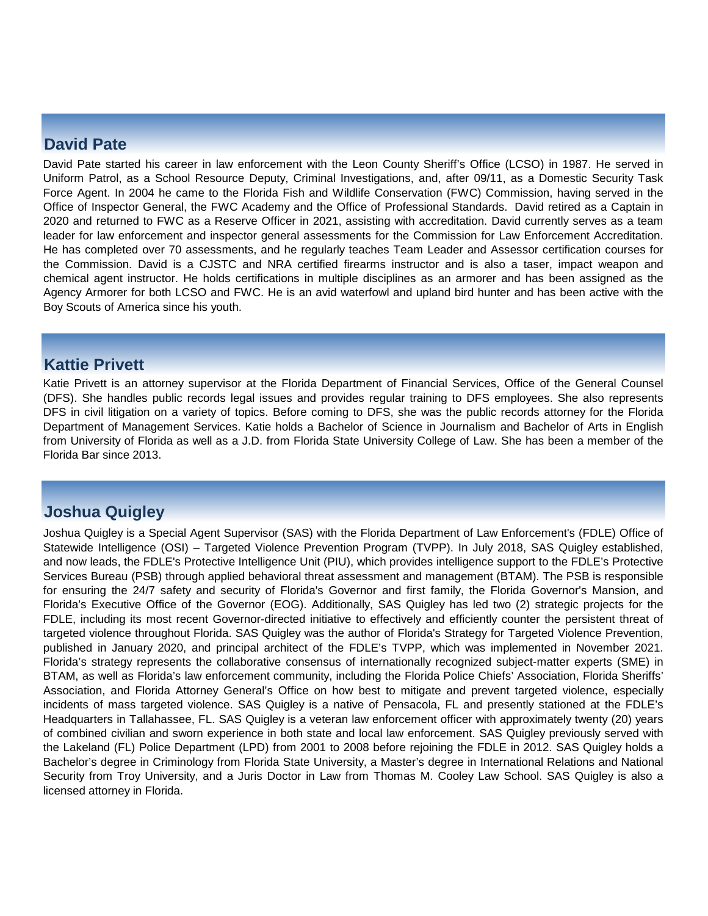## David Pate

David Pate started his career in law enforcement with the Leon County Sheriff's Office (LCSO) in 1987. He served in Uniform Patrol, as a School Resource Deputy, Criminal Investigations, and, after 09/11, as a Domestic Security Task Force Agent. In 2004 he came to the Florida Fish and Wildlife Conservation (FWC) Commission, having served in the Office of Inspector General, the FWC Academy and the Office of Professional Standards. David retired as a Captain in 2020 and returned to FWC as a Reserve Officer in 2021, assisting with accreditation. David currently serves as a team leader for law enforcement and inspector general assessments for the Commission for Law Enforcement Accreditation. He has completed over 70 assessments, and he regularly teaches Team Leader and Assessor certification courses for the Commission. David is a CJSTC and NRA certified firearms instructor and is also a taser, impact weapon and chemical agent instructor. He holds certifications in multiple disciplines as an armorer and has been assigned as the Agency Armorer for both LCSO and FWC. He is an avid waterfowl and upland bird hunter and has been active with the Boy Scouts of America since his youth.

## Kattie Privett

Katie Privett is an attorney supervisor at the Florida Department of Financial Services, Office of the General Counsel (DFS). She handles public records legal issues and provides regular training to DFS employees. She also represents DFS in civil litigation on a variety of topics. Before coming to DFS, she was the public records attorney for the Florida Department of Management Services. Katie holds a Bachelor of Science in Journalism and Bachelor of Arts in English from University of Florida as well as a J.D. from Florida State University College of Law. She has been a member of the Florida Bar since 2013.

## Joshua Quigley

Joshua Quigley is a Special Agent Supervisor (SAS) with the Florida Department of Law Enforcement's (FDLE) Office of Statewide Intelligence (OSI) – Targeted Violence Prevention Program (TVPP). In July 2018, SAS Quigley established, and now leads, the FDLE's Protective Intelligence Unit (PIU), which provides intelligence support to the FDLE's Protective Services Bureau (PSB) through applied behavioral threat assessment and management (BTAM). The PSB is responsible for ensuring the 24/7 safety and security of Florida's Governor and first family, the Florida Governor's Mansion, and Florida's Executive Office of the Governor (EOG). Additionally, SAS Quigley has led two (2) strategic projects for the FDLE, including its most recent Governor-directed initiative to effectively and efficiently counter the persistent threat of targeted violence throughout Florida. SAS Quigley was the author of Florida's Strategy for Targeted Violence Prevention, published in January 2020, and principal architect of the FDLE's TVPP, which was implemented in November 2021. Florida's strategy represents the collaborative consensus of internationally recognized subject-matter experts (SME) in BTAM, as well as Florida's law enforcement community, including the Florida Police Chiefs' Association, Florida Sheriffs' Association, and Florida Attorney General's Office on how best to mitigate and prevent targeted violence, especially incidents of mass targeted violence. SAS Quigley is a native of Pensacola, FL and presently stationed at the FDLE's Headquarters in Tallahassee, FL. SAS Quigley is a veteran law enforcement officer with approximately twenty (20) years of combined civilian and sworn experience in both state and local law enforcement. SAS Quigley previously served with the Lakeland (FL) Police Department (LPD) from 2001 to 2008 before rejoining the FDLE in 2012. SAS Quigley holds a Bachelor's degree in Criminology from Florida State University, a Master's degree in International Relations and National Security from Troy University, and a Juris Doctor in Law from Thomas M. Cooley Law School. SAS Quigley is also a licensed attorney in Florida.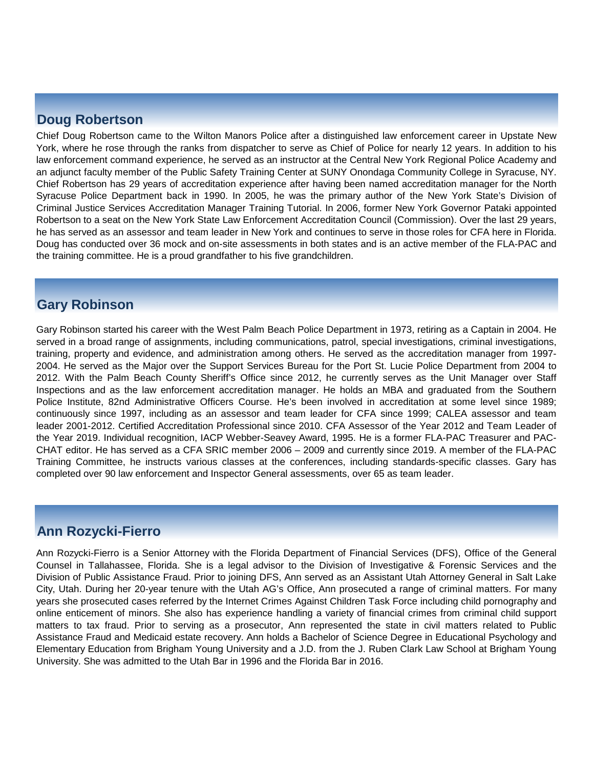## Doug Robertson

Chief Doug Robertson came to the Wilton Manors Police after a distinguished law enforcement career in Upstate New York, where he rose through the ranks from dispatcher to serve as Chief of Police for nearly 12 years. In addition to his law enforcement command experience, he served as an instructor at the Central New York Regional Police Academy and an adjunct faculty member of the Public Safety Training Center at SUNY Onondaga Community College in Syracuse, NY. Chief Robertson has 29 years of accreditation experience after having been named accreditation manager for the North Syracuse Police Department back in 1990. In 2005, he was the primary author of the New York State's Division of Criminal Justice Services Accreditation Manager Training Tutorial. In 2006, former New York Governor Pataki appointed Robertson to a seat on the New York State Law Enforcement Accreditation Council (Commission). Over the last 29 years, he has served as an assessor and team leader in New York and continues to serve in those roles for CFA here in Florida. Doug has conducted over 36 mock and on-site assessments in both states and is an active member of the FLA-PAC and the training committee. He is a proud grandfather to his five grandchildren.

## Gary Robinson

Gary Robinson started his career with the West Palm Beach Police Department in 1973, retiring as a Captain in 2004. He served in a broad range of assignments, including communications, patrol, special investigations, criminal investigations, training, property and evidence, and administration among others. He served as the accreditation manager from 1997-2004. He served as the Major over the Support Services Bureau for the Port St. Lucie Police Department from 2004 to 2012. With the Palm Beach County Sheriff's Office since 2012, he currently serves as the Unit Manager over Staff Inspections and as the law enforcement accreditation manager. He holds an MBA and graduated from the Southern Police Institute, 82nd Administrative Officers Course. He's been involved in accreditation at some level since 1989; continuously since 1997, including as an assessor and team leader for CFA since 1999; CALEA assessor and team leader 2001-2012. Certified Accreditation Professional since 2010. CFA Assessor of the Year 2012 and Team Leader of the Year 2019. Individual recognition, IACP Webber-Seavey Award, 1995. He is a former FLA-PAC Treasurer and PAC-CHAT editor. He has served as a CFA SRIC member 2006 – 2009 and currently since 2019. A member of the FLA-PAC Training Committee, he instructs various classes at the conferences, including standards-specific classes. Gary has completed over 90 law enforcement and Inspector General assessments, over 65 as team leader.

## Ann Rozycki-Fierro

Ann Rozycki-Fierro is a Senior Attorney with the Florida Department of Financial Services (DFS), Office of the General Counsel in Tallahassee, Florida. She is a legal advisor to the Division of Investigative & Forensic Services and the Division of Public Assistance Fraud. Prior to joining DFS, Ann served as an Assistant Utah Attorney General in Salt Lake City, Utah. During her 20-year tenure with the Utah AG's Office, Ann prosecuted a range of criminal matters. For many years she prosecuted cases referred by the Internet Crimes Against Children Task Force including child pornography and online enticement of minors. She also has experience handling a variety of financial crimes from criminal child support matters to tax fraud. Prior to serving as a prosecutor, Ann represented the state in civil matters related to Public Assistance Fraud and Medicaid estate recovery. Ann holds a Bachelor of Science Degree in Educational Psychology and Elementary Education from Brigham Young University and a J.D. from the J. Ruben Clark Law School at Brigham Young University. She was admitted to the Utah Bar in 1996 and the Florida Bar in 2016.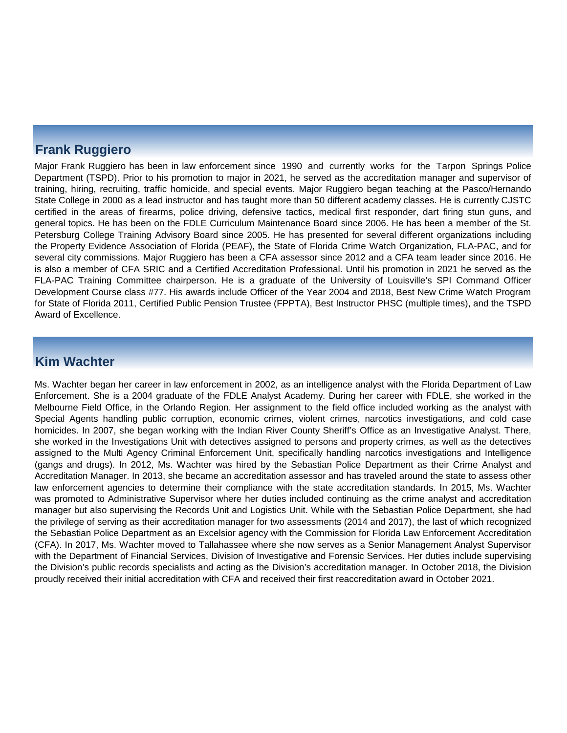## Frank Ruggiero

Major Frank Ruggiero has been in law enforcement since 1990 and currently works for the Tarpon Springs Police Department (TSPD). Prior to his promotion to major in 2021, he served as the accreditation manager and supervisor of training, hiring, recruiting, traffic homicide, and special events. Major Ruggiero began teaching at the Pasco/Hernando State College in 2000 as a lead instructor and has taught more than 50 different academy classes. He is currently CJSTC certified in the areas of firearms, police driving, defensive tactics, medical first responder, dart firing stun guns, and general topics. He has been on the FDLE Curriculum Maintenance Board since 2006. He has been a member of the St. Petersburg College Training Advisory Board since 2005. He has presented for several different organizations including the Property Evidence Association of Florida (PEAF), the State of Florida Crime Watch Organization, FLA-PAC, and for several city commissions. Major Ruggiero has been a CFA assessor since 2012 and a CFA team leader since 2016. He is also a member of CFA SRIC and a Certified Accreditation Professional. Until his promotion in 2021 he served as the FLA-PAC Training Committee chairperson. He is a graduate of the University of Louisville's SPI Command Officer Development Course class #77. His awards include Officer of the Year 2004 and 2018, Best New Crime Watch Program for State of Florida 2011, Certified Public Pension Trustee (FPPTA), Best Instructor PHSC (multiple times), and the TSPD Award of Excellence.

## Kim Wachter

Ms. Wachter began her career in law enforcement in 2002, as an intelligence analyst with the Florida Department of Law Enforcement. She is a 2004 graduate of the FDLE Analyst Academy. During her career with FDLE, she worked in the Melbourne Field Office, in the Orlando Region. Her assignment to the field office included working as the analyst with Special Agents handling public corruption, economic crimes, violent crimes, narcotics investigations, and cold case homicides. In 2007, she began working with the Indian River County Sheriff's Office as an Investigative Analyst. There, she worked in the Investigations Unit with detectives assigned to persons and property crimes, as well as the detectives assigned to the Multi Agency Criminal Enforcement Unit, specifically handling narcotics investigations and Intelligence (gangs and drugs). In 2012, Ms. Wachter was hired by the Sebastian Police Department as their Crime Analyst and Accreditation Manager. In 2013, she became an accreditation assessor and has traveled around the state to assess other law enforcement agencies to determine their compliance with the state accreditation standards. In 2015, Ms. Wachter was promoted to Administrative Supervisor where her duties included continuing as the crime analyst and accreditation manager but also supervising the Records Unit and Logistics Unit. While with the Sebastian Police Department, she had the privilege of serving as their accreditation manager for two assessments (2014 and 2017), the last of which recognized the Sebastian Police Department as an Excelsior agency with the Commission for Florida Law Enforcement Accreditation (CFA). In 2017, Ms. Wachter moved to Tallahassee where she now serves as a Senior Management Analyst Supervisor with the Department of Financial Services, Division of Investigative and Forensic Services. Her duties include supervising the Division's public records specialists and acting as the Division's accreditation manager. In October 2018, the Division proudly received their initial accreditation with CFA and received their first reaccreditation award in October 2021.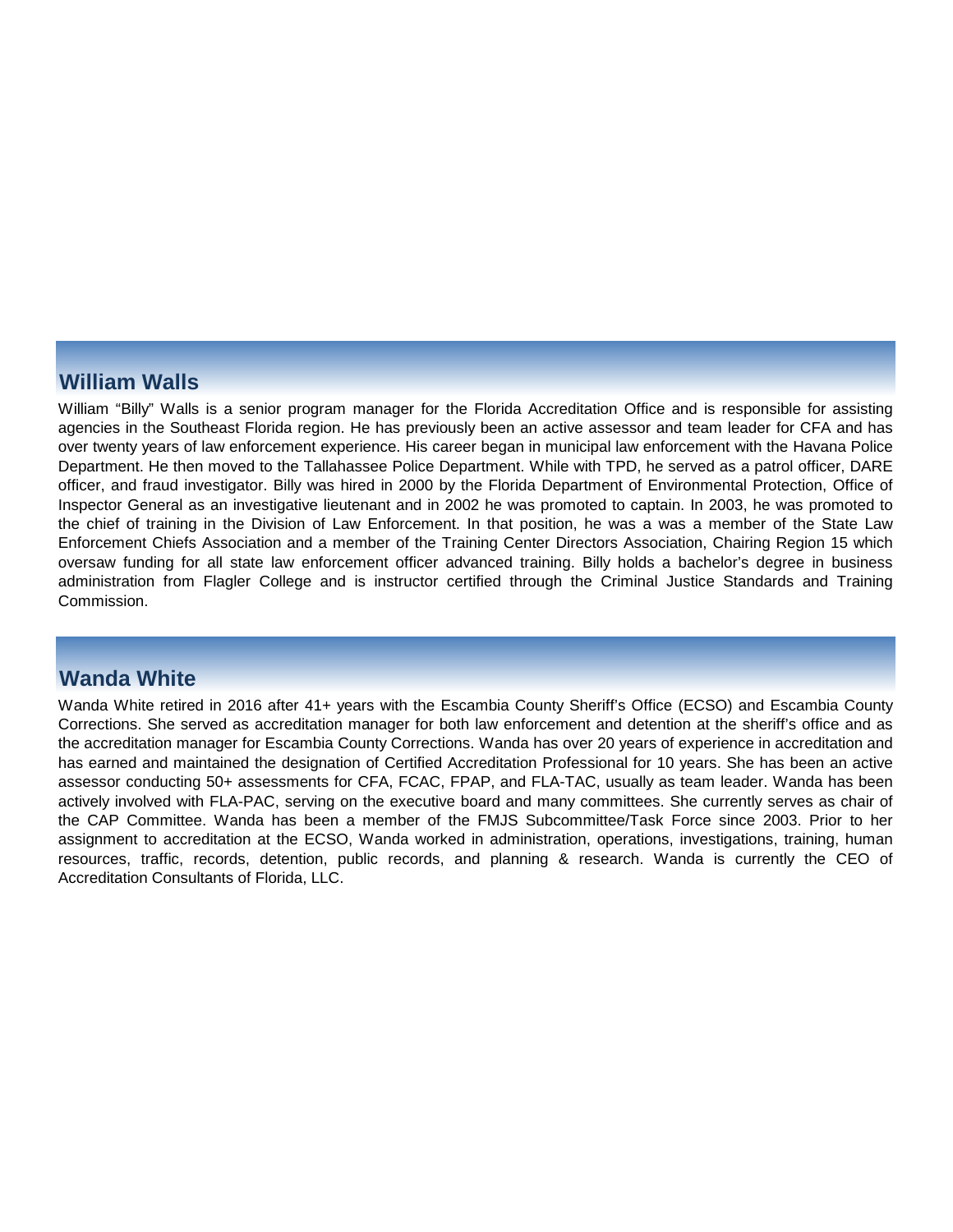## William Walls

William "Billy" Walls is a senior program manager for the Florida Accreditation Office and is responsible for assisting agencies in the Southeast Florida region. He has previously been an active assessor and team leader for CFA and has over twenty years of law enforcement experience. His career began in municipal law enforcement with the Havana Police Department. He then moved to the Tallahassee Police Department. While with TPD, he served as a patrol officer, DARE officer, and fraud investigator. Billy was hired in 2000 by the Florida Department of Environmental Protection, Office of Inspector General as an investigative lieutenant and in 2002 he was promoted to captain. In 2003, he was promoted to the chief of training in the Division of Law Enforcement. In that position, he was a was a member of the State Law Enforcement Chiefs Association and a member of the Training Center Directors Association, Chairing Region 15 which oversaw funding for all state law enforcement officer advanced training. Billy holds a bachelor's degree in business administration from Flagler College and is instructor certified through the Criminal Justice Standards and Training Commission.

## Wanda White

Wanda White retired in 2016 after 41+ years with the Escambia County Sheriff's Office (ECSO) and Escambia County Corrections. She served as accreditation manager for both law enforcement and detention at the sheriff's office and as the accreditation manager for Escambia County Corrections. Wanda has over 20 years of experience in accreditation and has earned and maintained the designation of Certified Accreditation Professional for 10 years. She has been an active assessor conducting 50+ assessments for CFA, FCAC, FPAP, and FLA-TAC, usually as team leader. Wanda has been actively involved with FLA-PAC, serving on the executive board and many committees. She currently serves as chair of the CAP Committee. Wanda has been a member of the FMJS Subcommittee/Task Force since 2003. Prior to her assignment to accreditation at the ECSO, Wanda worked in administration, operations, investigations, training, human resources, traffic, records, detention, public records, and planning & research. Wanda is currently the CEO of Accreditation Consultants of Florida, LLC.